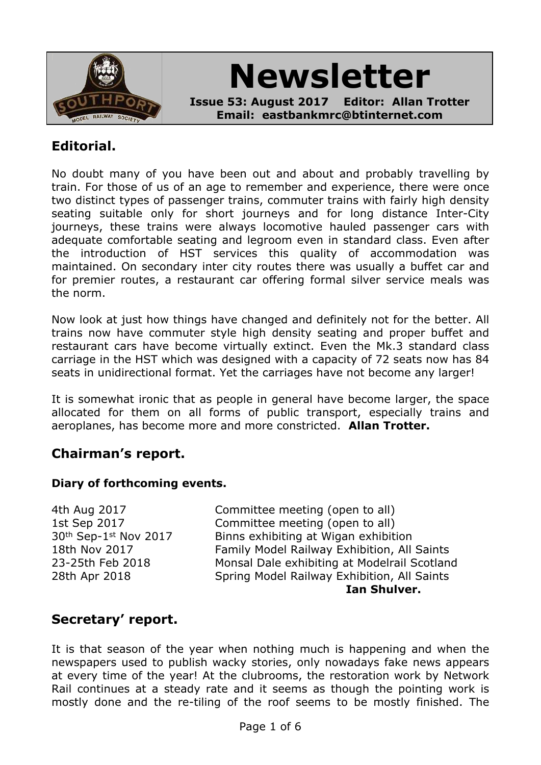# Newsletter

**Issue 53: August 2017 Editor: Allan Trotter**
**Email: eastbankmrc@btinternet.com**

## Editorial.

No doubt many of you have been out and about and probably travelling by train. For those of us of an age to remember and experience, there were once two distinct types of passenger trains, commuter trains with fairly high density seating suitable only for short journeys and for long distance Inter-City journeys, these trains were always locomotive hauled passenger cars with adequate comfortable seating and legroom even in standard class. Even after the introduction of HST services this quality of accommodation was maintained. On secondary inter city routes there was usually a buffet car and for premier routes, a restaurant car offering formal silver service meals was the norm.

Now look at just how things have changed and definitely not for the better. All trains now have commuter style high density seating and proper buffet and restaurant cars have become virtually extinct. Even the Mk.3 standard class carriage in the HST which was designed with a capacity of 72 seats now has 84 seats in unidirectional format. Yet the carriages have not become any larger!

It is somewhat ironic that as people in general have become larger, the space allocated for them on all forms of public transport, especially trains and aeroplanes, has become more and more constricted. **Allan Trotter.**

## Chairman's report.

### Diary of forthcoming events.

| | |
|---|---|
| 4th Aug 2017 | Committee meeting (open to all) |
| 1st Sep 2017 | Committee meeting (open to all) |
| 30th Sep-1st Nov 2017 | Binns exhibiting at Wigan exhibition |
| 18th Nov 2017 | Family Model Railway Exhibition, All Saints |
| 23-25th Feb 2018 | Monsal Dale exhibiting at Modelrail Scotland |
| 28th Apr 2018 | Spring Model Railway Exhibition, All Saints |

**Ian Shulver.**

## Secretary' report.

It is that season of the year when nothing much is happening and when the newspapers used to publish wacky stories, only nowadays fake news appears at every time of the year! At the clubrooms, the restoration work by Network Rail continues at a steady rate and it seems as though the pointing work is mostly done and the re-tiling of the roof seems to be mostly finished. The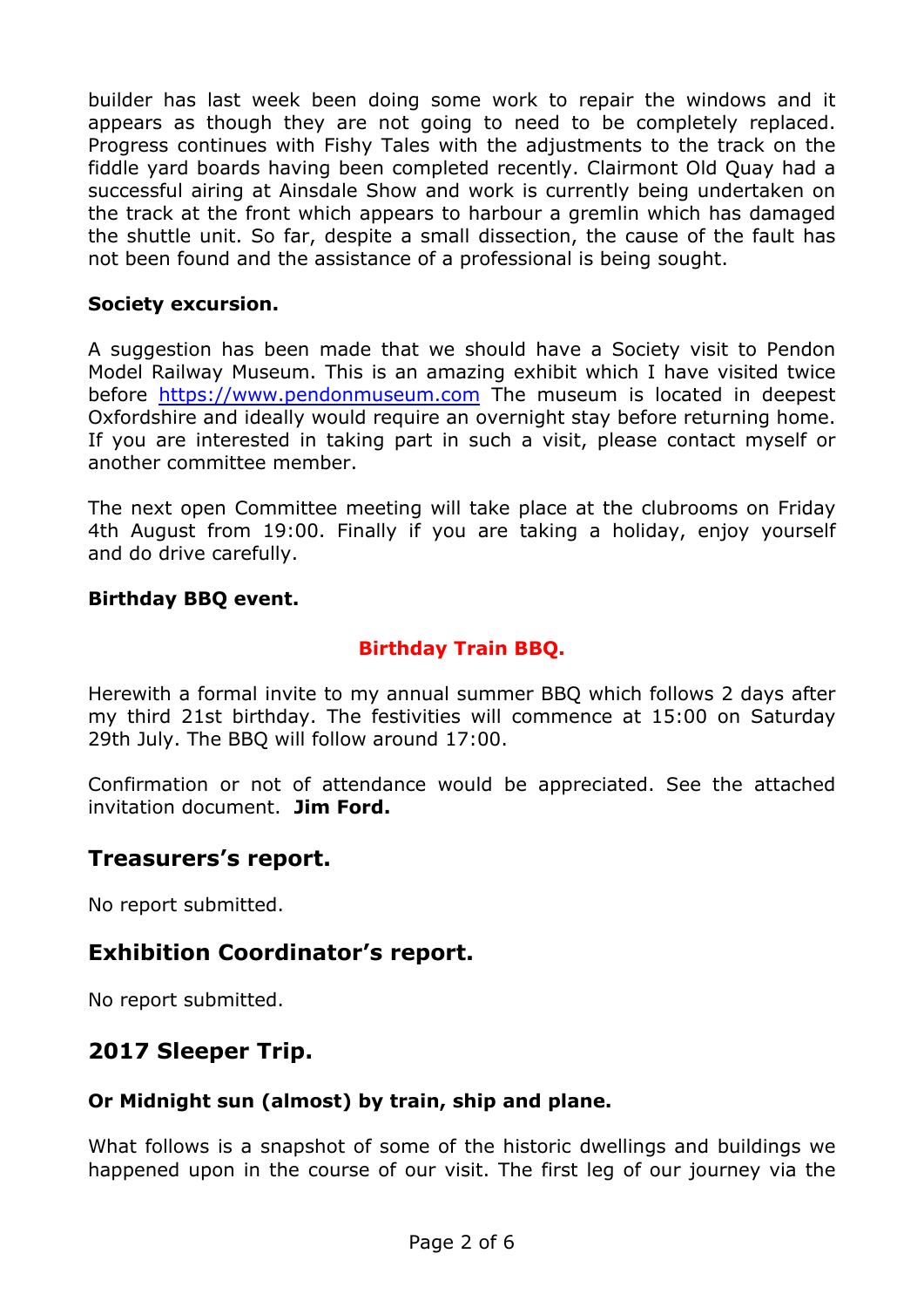builder has last week been doing some work to repair the windows and it appears as though they are not going to need to be completely replaced. Progress continues with Fishy Tales with the adjustments to the track on the fiddle yard boards having been completed recently. Clairmont Old Quay had a successful airing at Ainsdale Show and work is currently being undertaken on the track at the front which appears to harbour a gremlin which has damaged the shuttle unit. So far, despite a small dissection, the cause of the fault has not been found and the assistance of a professional is being sought.

**Society excursion.**

A suggestion has been made that we should have a Society visit to Pendon Model Railway Museum. This is an amazing exhibit which I have visited twice before [https://www.pendonmuseum.com](https://www.pendonmuseum.com) The museum is located in deepest Oxfordshire and ideally would require an overnight stay before returning home. If you are interested in taking part in such a visit, please contact myself or another committee member.

The next open Committee meeting will take place at the clubrooms on Friday 4th August from 19:00. Finally if you are taking a holiday, enjoy yourself and do drive carefully.

**Birthday BBQ event.**

**Birthday Train BBQ.**

Herewith a formal invite to my annual summer BBQ which follows 2 days after my third 21st birthday. The festivities will commence at 15:00 on Saturday 29th July. The BBQ will follow around 17:00.

Confirmation or not of attendance would be appreciated. See the attached invitation document. **Jim Ford.**

## Treasurers's report.

No report submitted.

## Exhibition Coordinator's report.

No report submitted.

## 2017 Sleeper Trip.

**Or Midnight sun (almost) by train, ship and plane.**

What follows is a snapshot of some of the historic dwellings and buildings we happened upon in the course of our visit. The first leg of our journey via the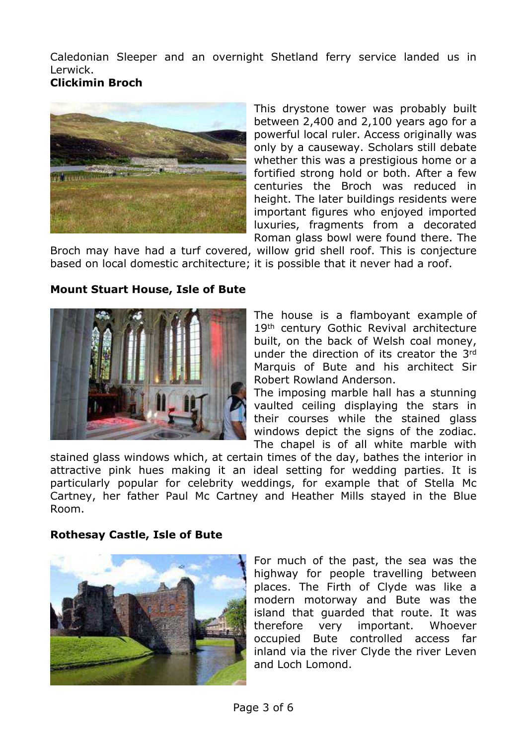Caledonian Sleeper and an overnight Shetland ferry service landed us in Lerwick.

**Clickimin Broch**

This drystone tower was probably built between 2,400 and 2,100 years ago for a powerful local ruler. Access originally was only by a causeway. Scholars still debate whether this was a prestigious home or a fortified strong hold or both. After a few centuries the Broch was reduced in height. The later buildings residents were important figures who enjoyed imported luxuries, fragments from a decorated Roman glass bowl were found there. The Broch may have had a turf covered, willow grid shell roof. This is conjecture based on local domestic architecture; it is possible that it never had a roof.

**Mount Stuart House, Isle of Bute**

The house is a flamboyant example of 19th century Gothic Revival architecture built, on the back of Welsh coal money, under the direction of its creator the 3rd Marquis of Bute and his architect Sir Robert Rowland Anderson.

The imposing marble hall has a stunning vaulted ceiling displaying the stars in their courses while the stained glass windows depict the signs of the zodiac. The chapel is of all white marble with stained glass windows which, at certain times of the day, bathes the interior in attractive pink hues making it an ideal setting for wedding parties. It is particularly popular for celebrity weddings, for example that of Stella Mc Cartney, her father Paul Mc Cartney and Heather Mills stayed in the Blue Room.

**Rothesay Castle, Isle of Bute**

For much of the past, the sea was the highway for people travelling between places. The Firth of Clyde was like a modern motorway and Bute was the island that guarded that route. It was therefore very important. Whoever occupied Bute controlled access far inland via the river Clyde the river Leven and Loch Lomond.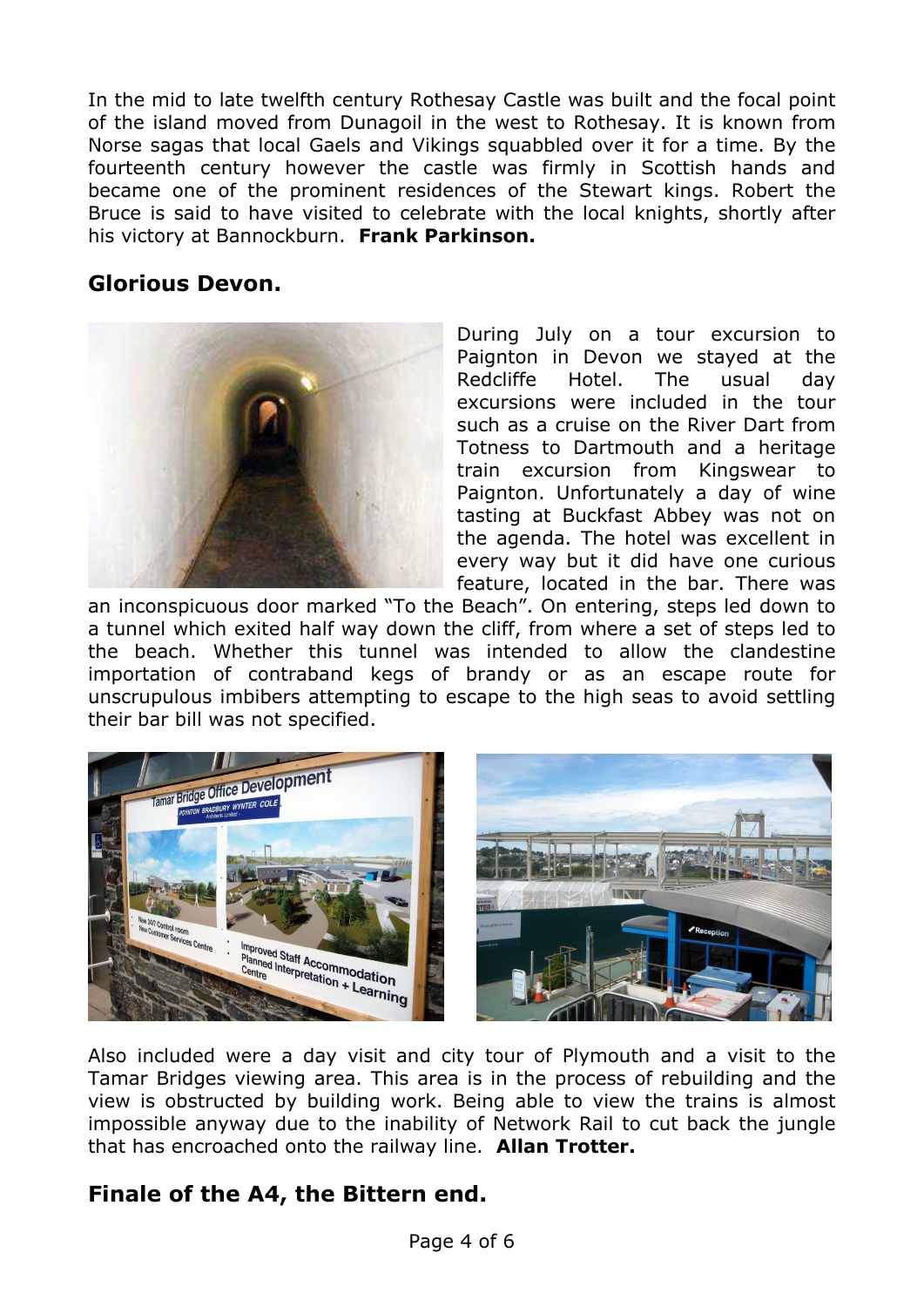In the mid to late twelfth century Rothesay Castle was built and the focal point of the island moved from Dunagoil in the west to Rothesay. It is known from Norse sagas that local Gaels and Vikings squabbled over it for a time. By the fourteenth century however the castle was firmly in Scottish hands and became one of the prominent residences of the Stewart kings. Robert the Bruce is said to have visited to celebrate with the local knights, shortly after his victory at Bannockburn. **Frank Parkinson.**

## Glorious Devon.

During July on a tour excursion to Paignton in Devon we stayed at the Redcliffe Hotel. The usual day excursions were included in the tour such as a cruise on the River Dart from Totness to Dartmouth and a heritage train excursion from Kingswear to Paignton. Unfortunately a day of wine tasting at Buckfast Abbey was not on the agenda. The hotel was excellent in every way but it did have one curious feature, located in the bar. There was an inconspicuous door marked "To the Beach". On entering, steps led down to a tunnel which exited half way down the cliff, from where a set of steps led to the beach. Whether this tunnel was intended to allow the clandestine importation of contraband kegs of brandy or as an escape route for unscrupulous imbibers attempting to escape to the high seas to avoid settling their bar bill was not specified.

Also included were a day visit and city tour of Plymouth and a visit to the Tamar Bridges viewing area. This area is in the process of rebuilding and the view is obstructed by building work. Being able to view the trains is almost impossible anyway due to the inability of Network Rail to cut back the jungle that has encroached onto the railway line. **Allan Trotter.**

## Finale of the A4, the Bittern end.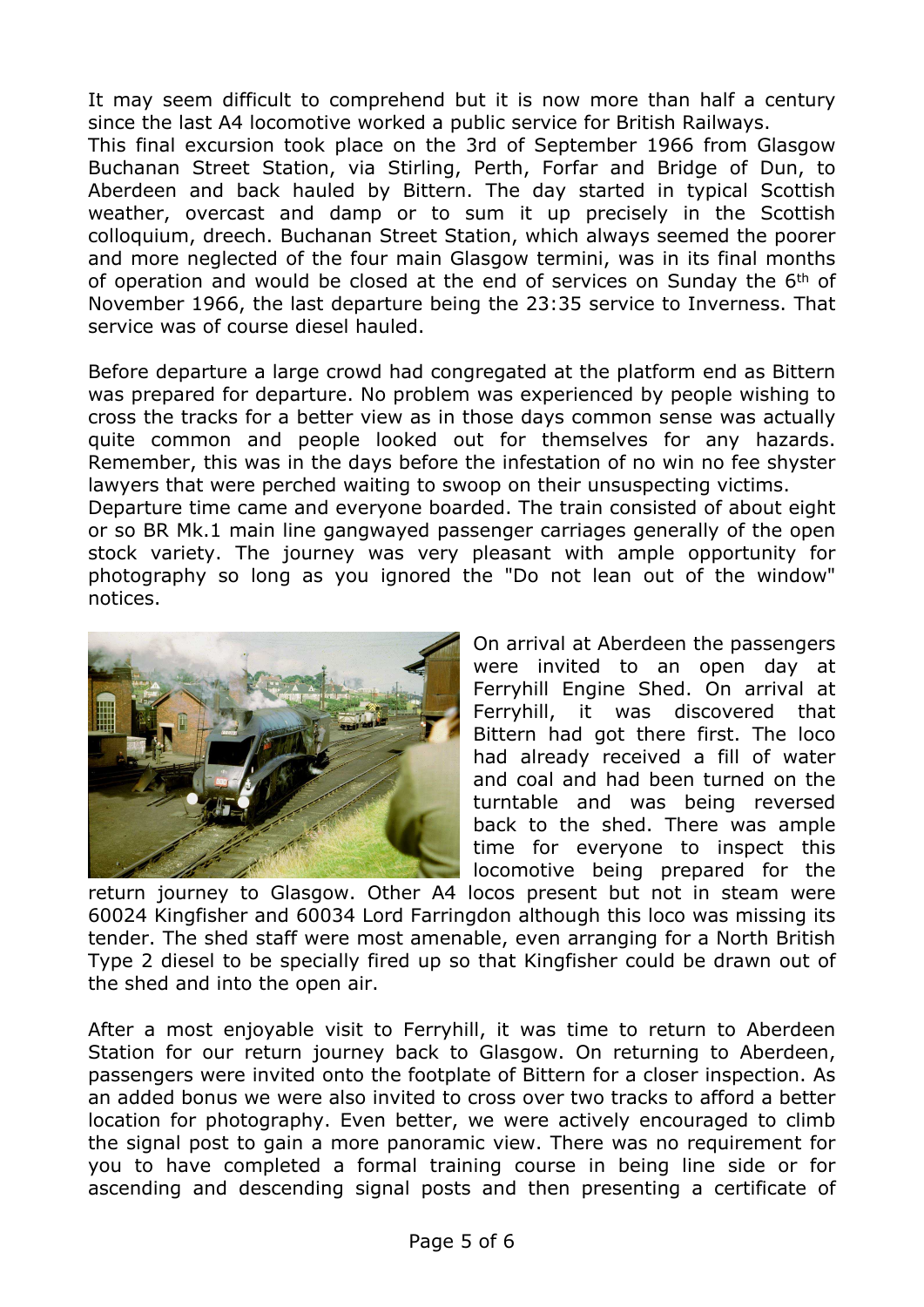It may seem difficult to comprehend but it is now more than half a century since the last A4 locomotive worked a public service for British Railways.
This final excursion took place on the 3rd of September 1966 from Glasgow Buchanan Street Station, via Stirling, Perth, Forfar and Bridge of Dun, to Aberdeen and back hauled by Bittern. The day started in typical Scottish weather, overcast and damp or to sum it up precisely in the Scottish colloquium, dreech. Buchanan Street Station, which always seemed the poorer and more neglected of the four main Glasgow termini, was in its final months of operation and would be closed at the end of services on Sunday the 6th of November 1966, the last departure being the 23:35 service to Inverness. That service was of course diesel hauled.

Before departure a large crowd had congregated at the platform end as Bittern was prepared for departure. No problem was experienced by people wishing to cross the tracks for a better view as in those days common sense was actually quite common and people looked out for themselves for any hazards. Remember, this was in the days before the infestation of no win no fee shyster lawyers that were perched waiting to swoop on their unsuspecting victims.
Departure time came and everyone boarded. The train consisted of about eight or so BR Mk.1 main line gangwayed passenger carriages generally of the open stock variety. The journey was very pleasant with ample opportunity for photography so long as you ignored the "Do not lean out of the window" notices.

On arrival at Aberdeen the passengers were invited to an open day at Ferryhill Engine Shed. On arrival at Ferryhill, it was discovered that Bittern had got there first. The loco had already received a fill of water and coal and had been turned on the turntable and was being reversed back to the shed. There was ample time for everyone to inspect this locomotive being prepared for the return journey to Glasgow. Other A4 locos present but not in steam were 60024 Kingfisher and 60034 Lord Farringdon although this loco was missing its tender. The shed staff were most amenable, even arranging for a North British Type 2 diesel to be specially fired up so that Kingfisher could be drawn out of the shed and into the open air.

After a most enjoyable visit to Ferryhill, it was time to return to Aberdeen Station for our return journey back to Glasgow. On returning to Aberdeen, passengers were invited onto the footplate of Bittern for a closer inspection. As an added bonus we were also invited to cross over two tracks to afford a better location for photography. Even better, we were actively encouraged to climb the signal post to gain a more panoramic view. There was no requirement for you to have completed a formal training course in being line side or for ascending and descending signal posts and then presenting a certificate of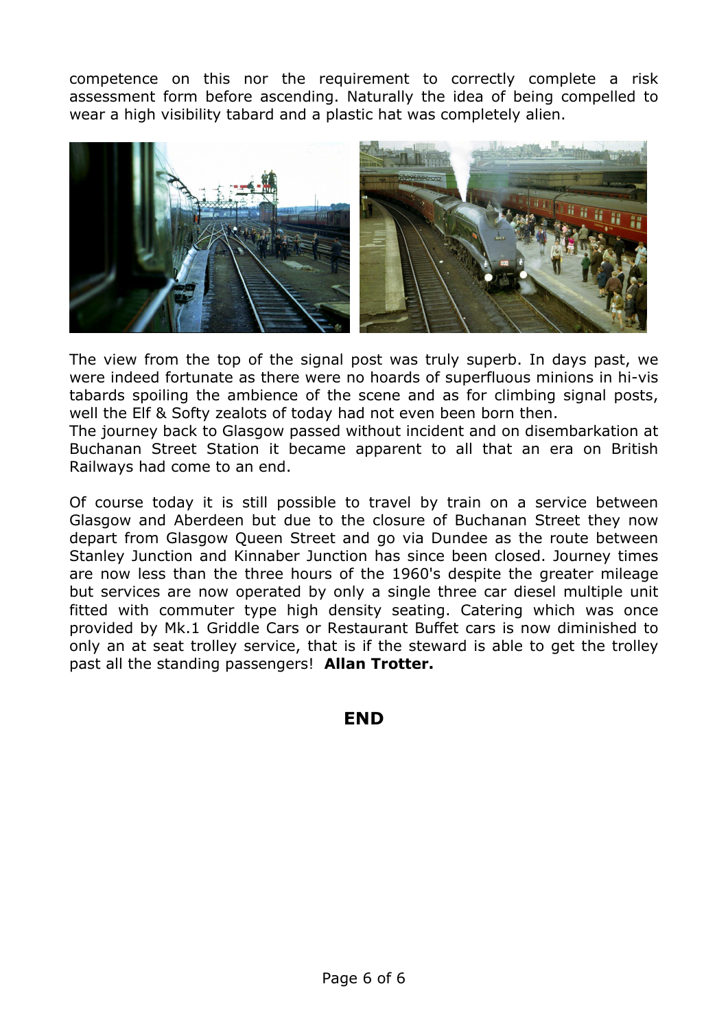competence on this nor the requirement to correctly complete a risk assessment form before ascending. Naturally the idea of being compelled to wear a high visibility tabard and a plastic hat was completely alien.

The view from the top of the signal post was truly superb. In days past, we were indeed fortunate as there were no hoards of superfluous minions in hi-vis tabards spoiling the ambience of the scene and as for climbing signal posts, well the Elf & Softy zealots of today had not even been born then.
The journey back to Glasgow passed without incident and on disembarkation at Buchanan Street Station it became apparent to all that an era on British Railways had come to an end.

Of course today it is still possible to travel by train on a service between Glasgow and Aberdeen but due to the closure of Buchanan Street they now depart from Glasgow Queen Street and go via Dundee as the route between Stanley Junction and Kinnaber Junction has since been closed. Journey times are now less than the three hours of the 1960's despite the greater mileage but services are now operated by only a single three car diesel multiple unit fitted with commuter type high density seating. Catering which was once provided by Mk.1 Griddle Cars or Restaurant Buffet cars is now diminished to only an at seat trolley service, that is if the steward is able to get the trolley past all the standing passengers! **Allan Trotter.**

**END**